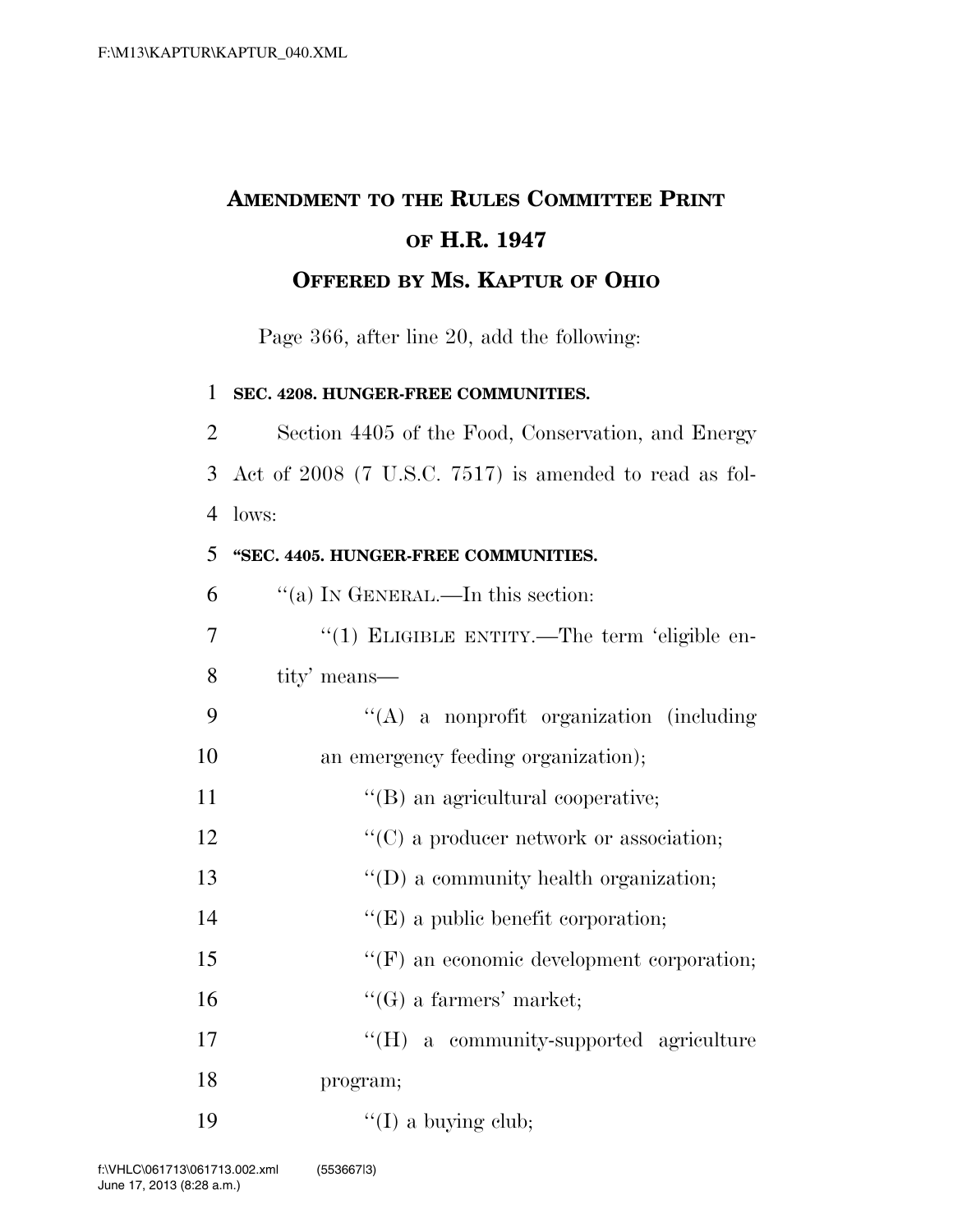# AMENDMENT TO THE RULES COMMITTEE PRINT OF H.R. 1947

## OFFERED BY MS. KAPTUR OF OHIO

Page 366, after line 20, add the following:

**SEC. 4208. HUNGER-FREE COMMUNITIES.**

Section 4405 of the Food, Conservation, and Energy Act of 2008 (7 U.S.C. 7517) is amended to read as follows:

**"SEC. 4405. HUNGER-FREE COMMUNITIES.**

"(a) IN GENERAL.—In this section:

"(1) ELIGIBLE ENTITY.—The term 'eligible entity' means—

"(A) a nonprofit organization (including an emergency feeding organization);

"(B) an agricultural cooperative;

"(C) a producer network or association;

"(D) a community health organization;

"(E) a public benefit corporation;

"(F) an economic development corporation;

"(G) a farmers' market;

"(H) a community-supported agriculture program;

"(I) a buying club;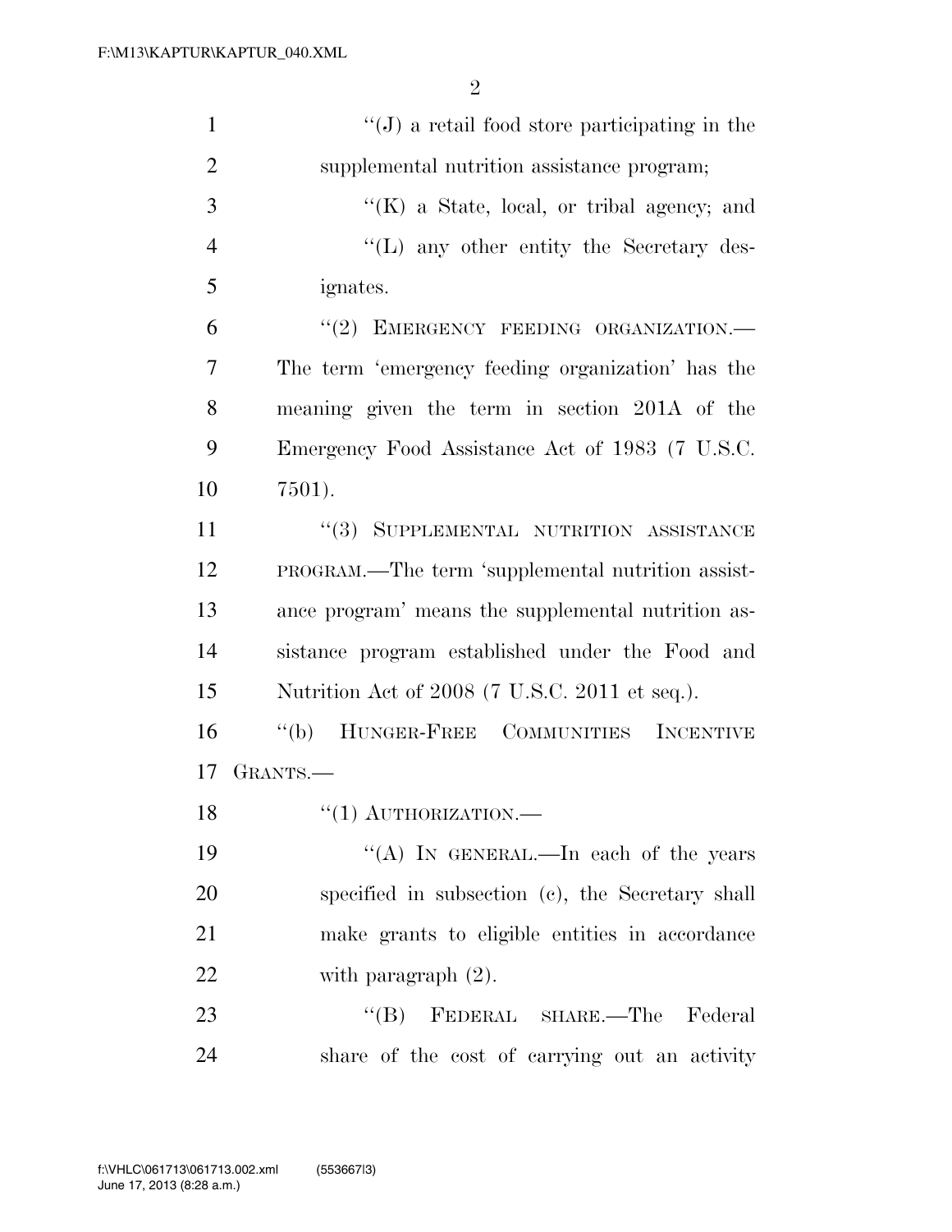''(J) a retail food store participating in the supplemental nutrition assistance program;

''(K) a State, local, or tribal agency; and

''(L) any other entity the Secretary designates.

''(2) EMERGENCY FEEDING ORGANIZATION.—The term 'emergency feeding organization' has the meaning given the term in section 201A of the Emergency Food Assistance Act of 1983 (7 U.S.C. 7501).

''(3) SUPPLEMENTAL NUTRITION ASSISTANCE PROGRAM.—The term 'supplemental nutrition assistance program' means the supplemental nutrition assistance program established under the Food and Nutrition Act of 2008 (7 U.S.C. 2011 et seq.).

''(b) HUNGER-FREE COMMUNITIES INCENTIVE GRANTS.—

''(1) AUTHORIZATION.—

''(A) IN GENERAL.—In each of the years specified in subsection (c), the Secretary shall make grants to eligible entities in accordance with paragraph (2).

''(B) FEDERAL SHARE.—The Federal share of the cost of carrying out an activity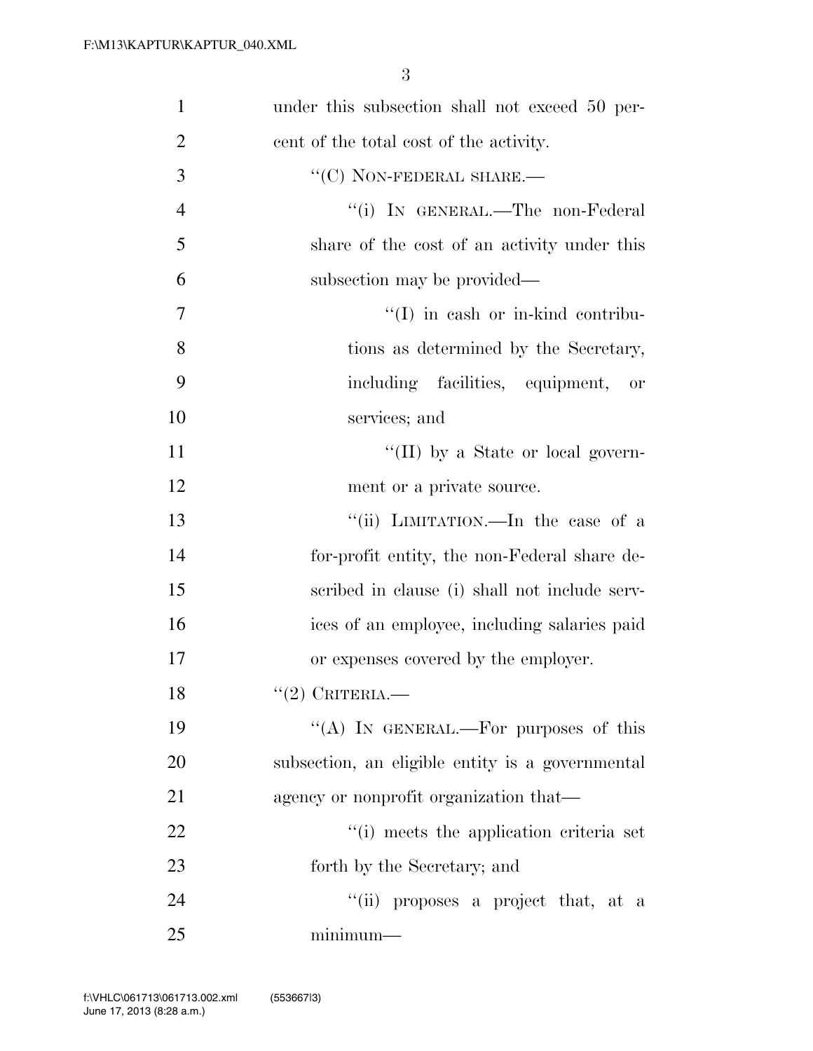under this subsection shall not exceed 50 percent of the total cost of the activity.

"(C) NON-FEDERAL SHARE.—

"(i) IN GENERAL.—The non-Federal share of the cost of an activity under this subsection may be provided—

"(I) in cash or in-kind contributions as determined by the Secretary, including facilities, equipment, or services; and

"(II) by a State or local government or a private source.

"(ii) LIMITATION.—In the case of a for-profit entity, the non-Federal share described in clause (i) shall not include services of an employee, including salaries paid or expenses covered by the employer.

"(2) CRITERIA.—

"(A) IN GENERAL.—For purposes of this subsection, an eligible entity is a governmental agency or nonprofit organization that—

"(i) meets the application criteria set forth by the Secretary; and

"(ii) proposes a project that, at a minimum—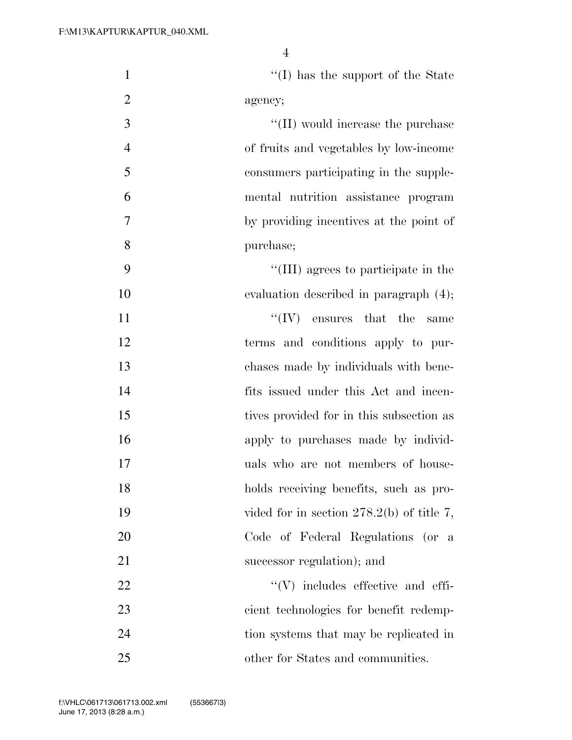''(I) has the support of the State agency;

''(II) would increase the purchase of fruits and vegetables by low-income consumers participating in the supplemental nutrition assistance program by providing incentives at the point of purchase;

''(III) agrees to participate in the evaluation described in paragraph (4);

''(IV) ensures that the same terms and conditions apply to purchases made by individuals with benefits issued under this Act and incentives provided for in this subsection as apply to purchases made by individuals who are not members of households receiving benefits, such as provided for in section 278.2(b) of title 7, Code of Federal Regulations (or a successor regulation); and

''(V) includes effective and efficient technologies for benefit redemption systems that may be replicated in other for States and communities.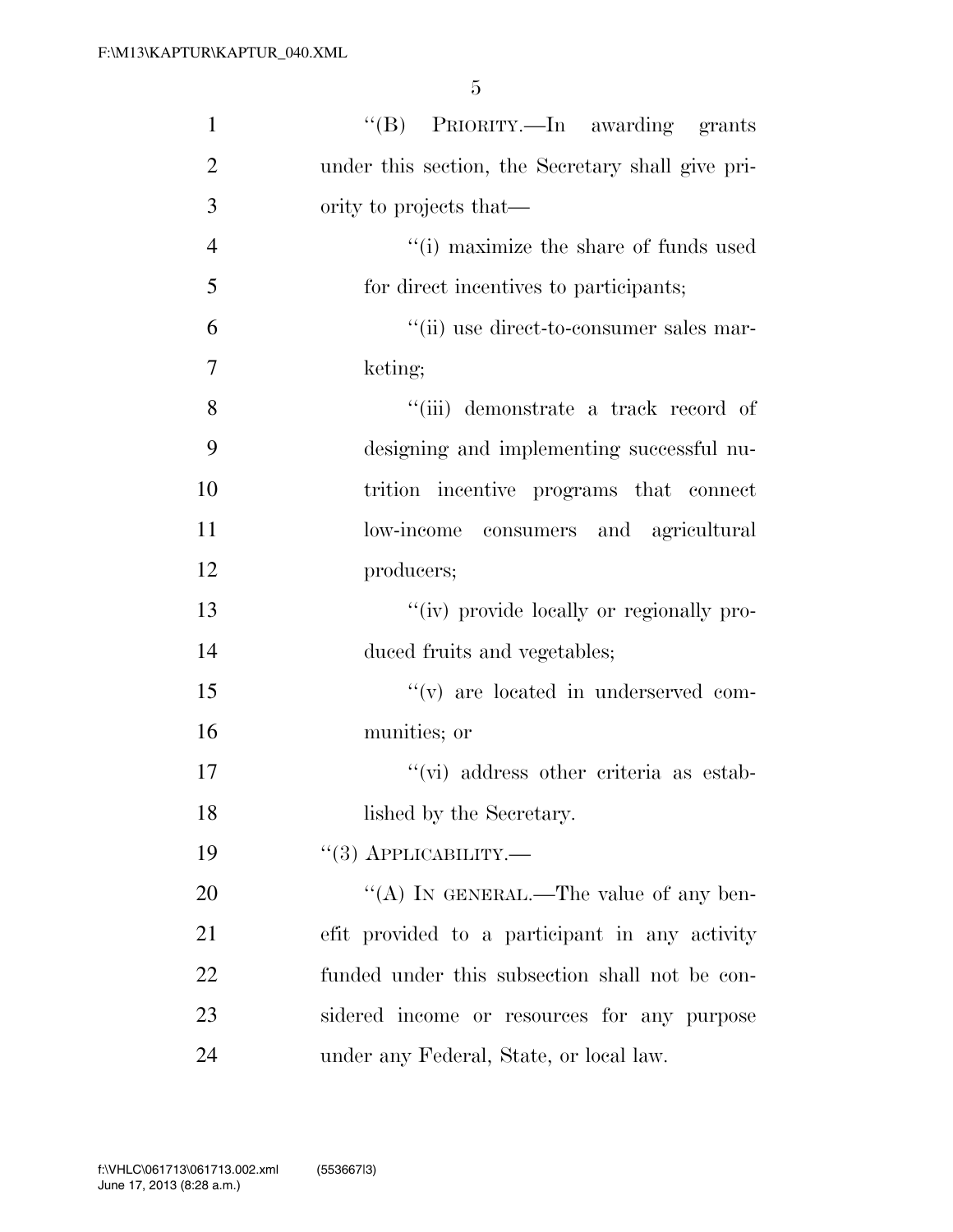"(B) PRIORITY.—In awarding grants under this section, the Secretary shall give priority to projects that—

"(i) maximize the share of funds used for direct incentives to participants;

"(ii) use direct-to-consumer sales marketing;

"(iii) demonstrate a track record of designing and implementing successful nutrition incentive programs that connect low-income consumers and agricultural producers;

"(iv) provide locally or regionally produced fruits and vegetables;

"(v) are located in underserved communities; or

"(vi) address other criteria as established by the Secretary.

"(3) APPLICABILITY.—

"(A) IN GENERAL.—The value of any benefit provided to a participant in any activity funded under this subsection shall not be considered income or resources for any purpose under any Federal, State, or local law.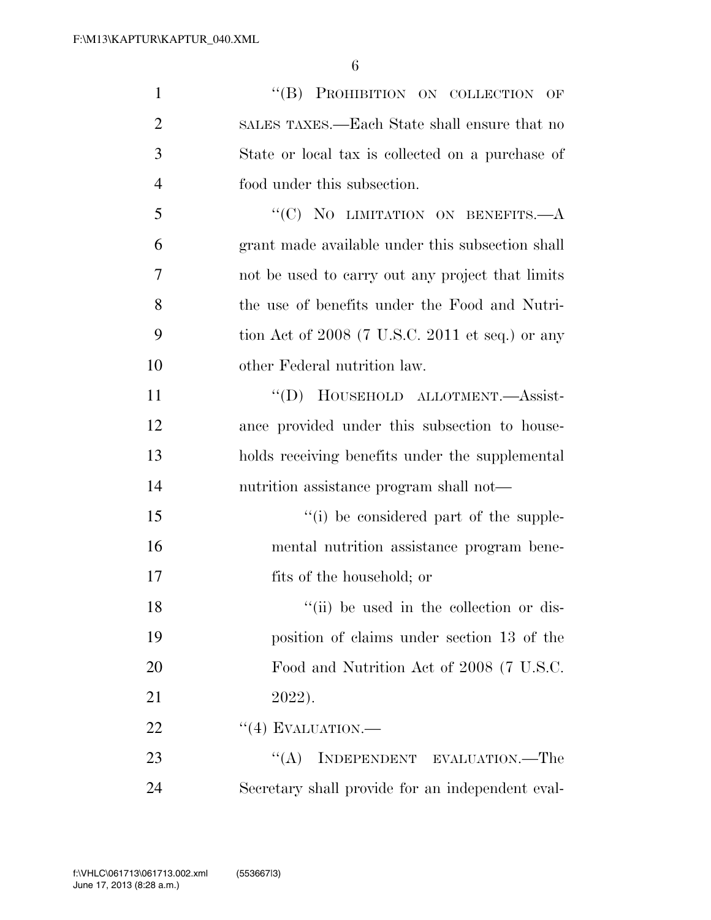"(B) PROHIBITION ON COLLECTION OF SALES TAXES.—Each State shall ensure that no State or local tax is collected on a purchase of food under this subsection.

"(C) NO LIMITATION ON BENEFITS.—A grant made available under this subsection shall not be used to carry out any project that limits the use of benefits under the Food and Nutrition Act of 2008 (7 U.S.C. 2011 et seq.) or any other Federal nutrition law.

"(D) HOUSEHOLD ALLOTMENT.—Assistance provided under this subsection to households receiving benefits under the supplemental nutrition assistance program shall not—

"(i) be considered part of the supplemental nutrition assistance program benefits of the household; or

"(ii) be used in the collection or disposition of claims under section 13 of the Food and Nutrition Act of 2008 (7 U.S.C. 2022).

"(4) EVALUATION.—

"(A) INDEPENDENT EVALUATION.—The Secretary shall provide for an independent eval-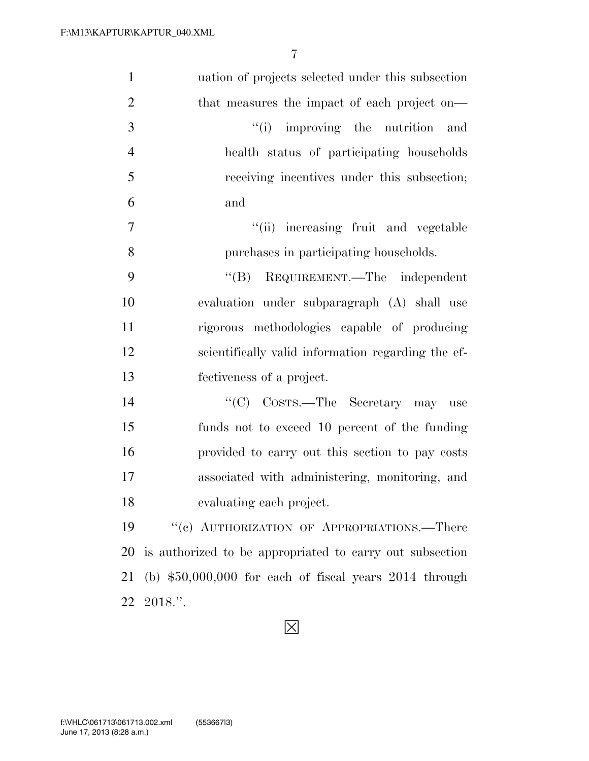uation of projects selected under this subsection that measures the impact of each project on—

''(i) improving the nutrition and health status of participating households receiving incentives under this subsection; and

''(ii) increasing fruit and vegetable purchases in participating households.

''(B) REQUIREMENT.—The independent evaluation under subparagraph (A) shall use rigorous methodologies capable of producing scientifically valid information regarding the effectiveness of a project.

''(C) COSTS.—The Secretary may use funds not to exceed 10 percent of the funding provided to carry out this section to pay costs associated with administering, monitoring, and evaluating each project.

''(c) AUTHORIZATION OF APPROPRIATIONS.—There is authorized to be appropriated to carry out subsection (b) $50,000,000 for each of fiscal years 2014 through 2018.''.